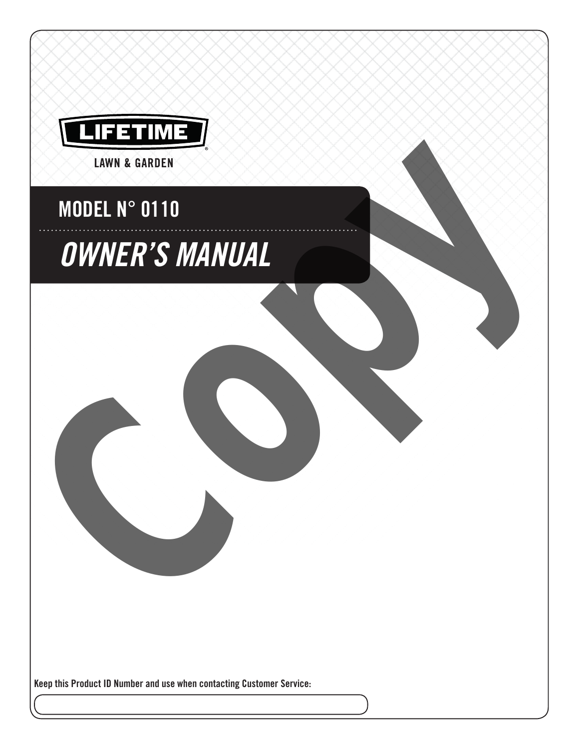LIFETIME®

LAWN & GARDEN

# MODEL N° 0110

# *OWNER'S MANUAL*

Copy

**Keep this Product ID Number and use when contacting Customer Service:**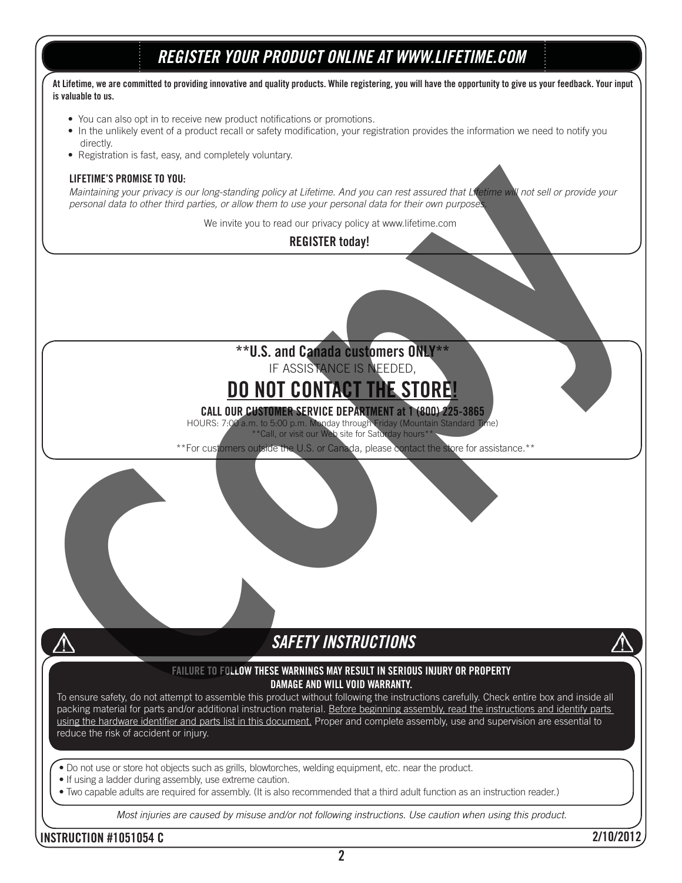## REGISTER YOUR PRODUCT ONLINE AT WWW.LIFETIME.COM

**At Lifetime, we are committed to providing innovative and quality products. While registering, you will have the opportunity to give us your feedback. Your input is valuable to us.**

- You can also opt in to receive new product notifications or promotions.
- In the unlikely event of a product recall or safety modification, your registration provides the information we need to notify you directly.
- Registration is fast, easy, and completely voluntary.

**LIFETIME'S PROMISE TO YOU:**

*Maintaining your privacy is our long-standing policy at Lifetime. And you can rest assured that Lifetime will not sell or provide your personal data to other third parties, or allow them to use your personal data for their own purposes.*

We invite you to read our privacy policy at www.lifetime.com

**REGISTER today!**

**\*\*U.S. and Canada customers ONLY\*\***

IF ASSISTANCE IS NEEDED,

# DO NOT CONTACT THE STORE!

**CALL OUR CUSTOMER SERVICE DEPARTMENT at 1 (800) 225-3865**

HOURS: 7:00 a.m. to 5:00 p.m. Monday through Friday (Mountain Standard Time)

\*\*Call, or visit our Web site for Saturday hours\*\*

\*\*For customers outside the U.S. or Canada, please contact the store for assistance.\*\*

## SAFETY INSTRUCTIONS

**FAILURE TO FOLLOW THESE WARNINGS MAY RESULT IN SERIOUS INJURY OR PROPERTY DAMAGE AND WILL VOID WARRANTY.**

To ensure safety, do not attempt to assemble this product without following the instructions carefully. Check entire box and inside all packing material for parts and/or additional instruction material. Before beginning assembly, read the instructions and identify parts using the hardware identifier and parts list in this document. Proper and complete assembly, use and supervision are essential to reduce the risk of accident or injury.

- Do not use or store hot objects such as grills, blowtorches, welding equipment, etc. near the product.
- If using a ladder during assembly, use extreme caution.
- Two capable adults are required for assembly. (It is also recommended that a third adult function as an instruction reader.)

*Most injuries are caused by misuse and/or not following instructions. Use caution when using this product.*

**INSTRUCTION #1051054 C** **2/10/2012**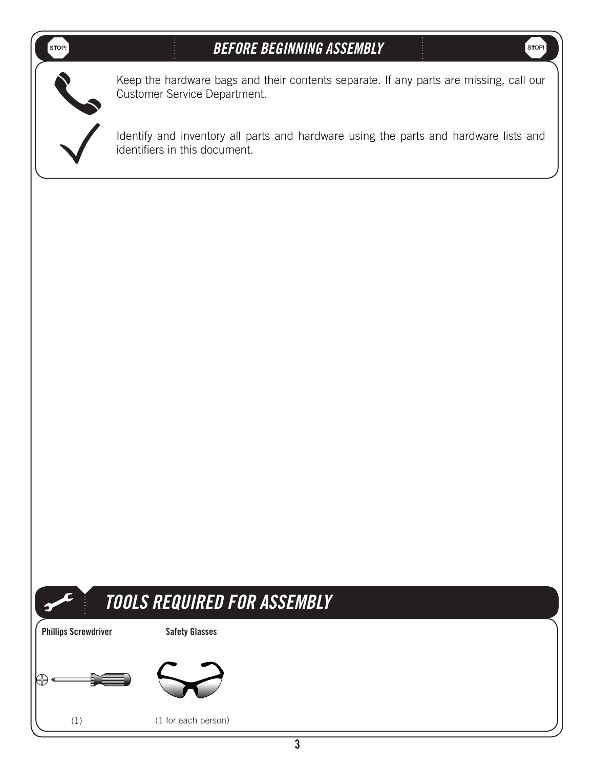## BEFORE BEGINNING ASSEMBLY

Keep the hardware bags and their contents separate. If any parts are missing, call our Customer Service Department.

Identify and inventory all parts and hardware using the parts and hardware lists and identifiers in this document.

## TOOLS REQUIRED FOR ASSEMBLY

| Phillips Screwdriver | Safety Glasses |
| --- | --- |
| (1) | (1 for each person) |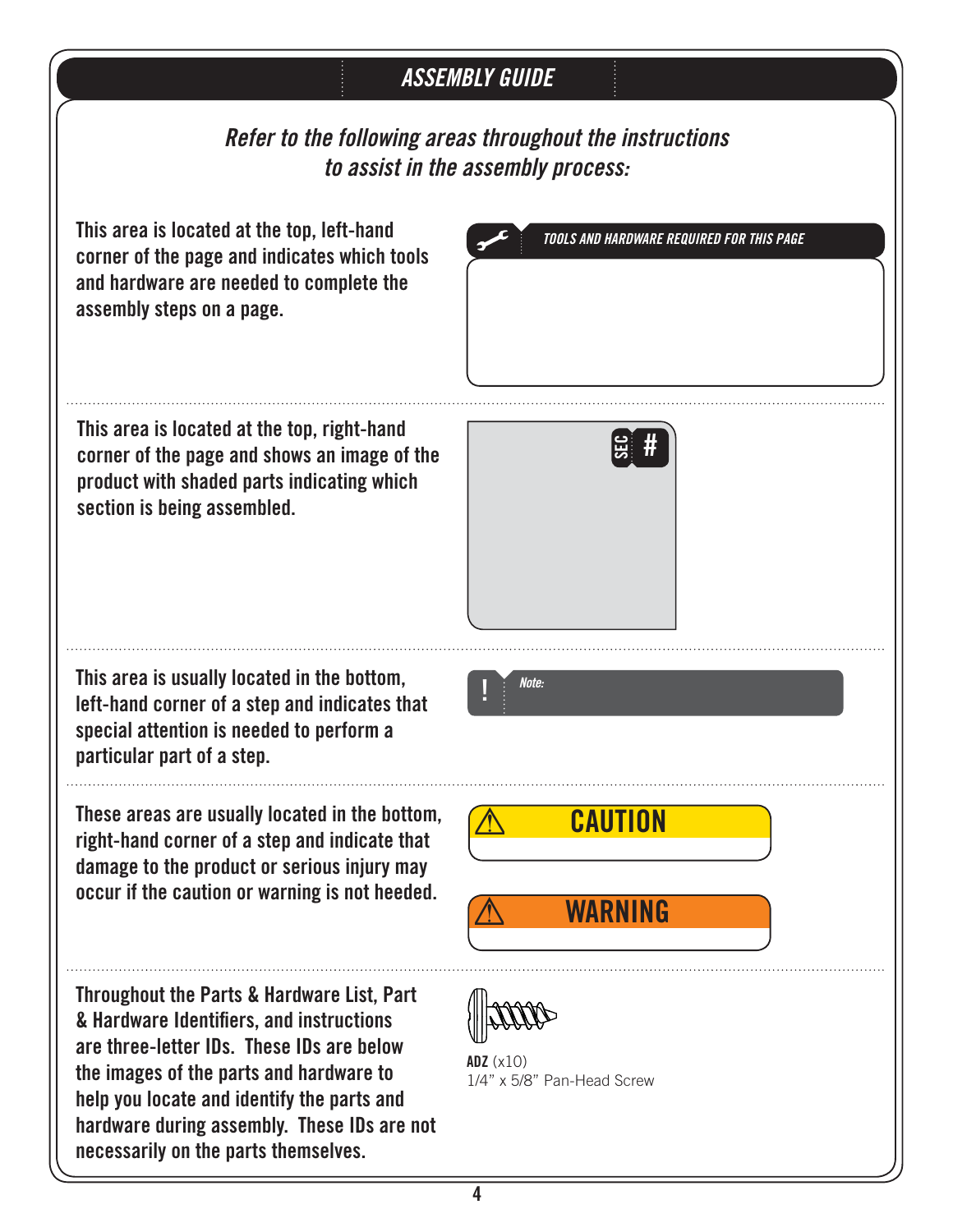# ASSEMBLY GUIDE

*Refer to the following areas throughout the instructions to assist in the assembly process:*

This area is located at the top, left-hand corner of the page and indicates which tools and hardware are needed to complete the assembly steps on a page.

*TOOLS AND HARDWARE REQUIRED FOR THIS PAGE*

This area is located at the top, right-hand corner of the page and shows an image of the product with shaded parts indicating which section is being assembled.

SEC #

This area is usually located in the bottom, left-hand corner of a step and indicates that special attention is needed to perform a particular part of a step.

! *Note:*

These areas are usually located in the bottom, right-hand corner of a step and indicate that damage to the product or serious injury may occur if the caution or warning is not heeded.

⚠ CAUTION

⚠ WARNING

Throughout the Parts & Hardware List, Part & Hardware Identifiers, and instructions are three-letter IDs. These IDs are below the images of the parts and hardware to help you locate and identify the parts and hardware during assembly. These IDs are not necessarily on the parts themselves.

**ADZ** (x10)
1/4" x 5/8" Pan-Head Screw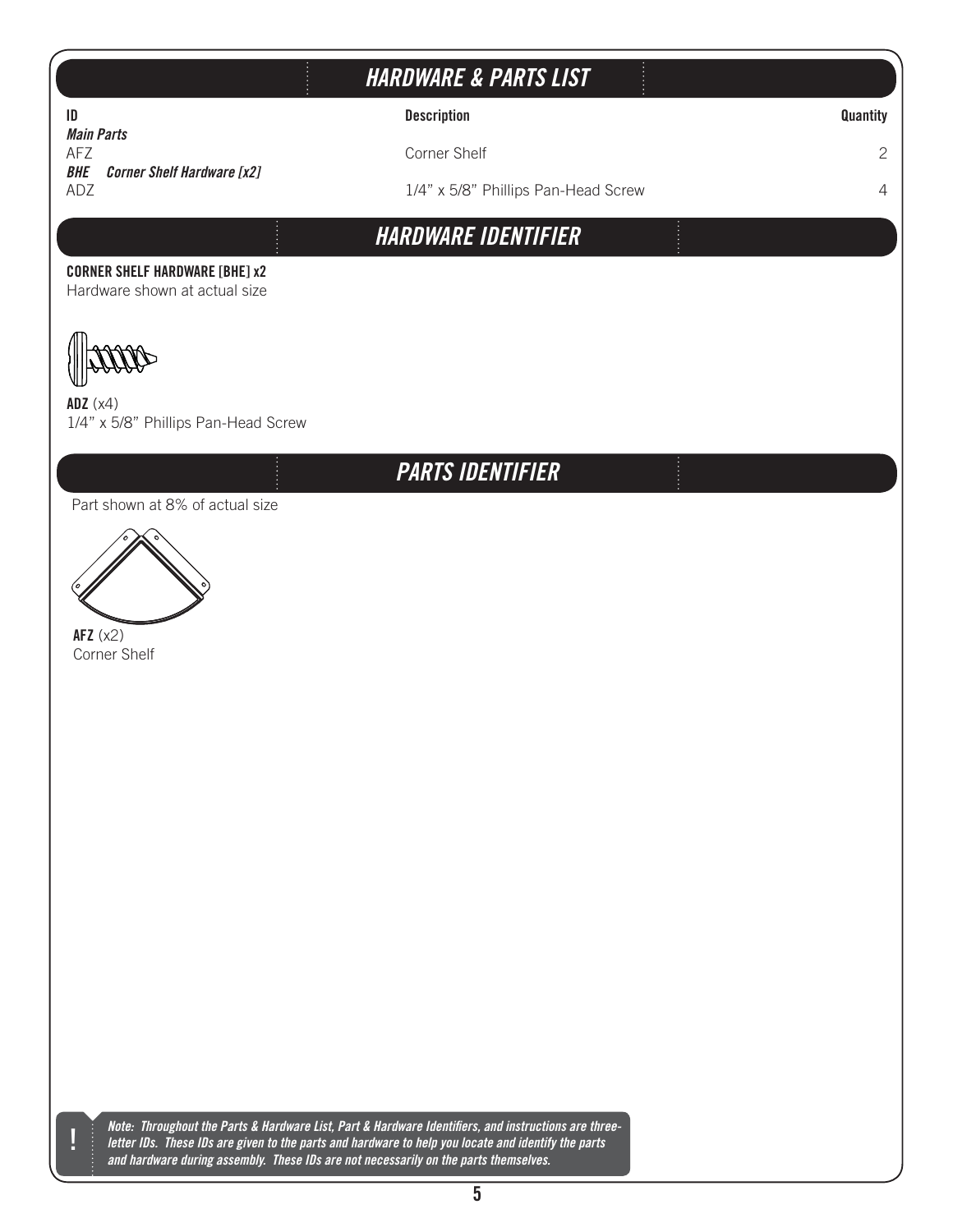## HARDWARE & PARTS LIST

| ID | Description | Quantity |
|---|---|---|
| ***Main Parts*** | | |
| AFZ | Corner Shelf | 2 |
| ***BHE Corner Shelf Hardware [x2]*** | | |
| ADZ | 1/4" x 5/8" Phillips Pan-Head Screw | 4 |

## HARDWARE IDENTIFIER

**CORNER SHELF HARDWARE [BHE] x2**
Hardware shown at actual size

**ADZ** (x4)
1/4" x 5/8" Phillips Pan-Head Screw

## PARTS IDENTIFIER

Part shown at 8% of actual size

**AFZ** (x2)
Corner Shelf

**!** ***Note: Throughout the Parts & Hardware List, Part & Hardware Identifiers, and instructions are three-letter IDs. These IDs are given to the parts and hardware to help you locate and identify the parts and hardware during assembly. These IDs are not necessarily on the parts themselves.***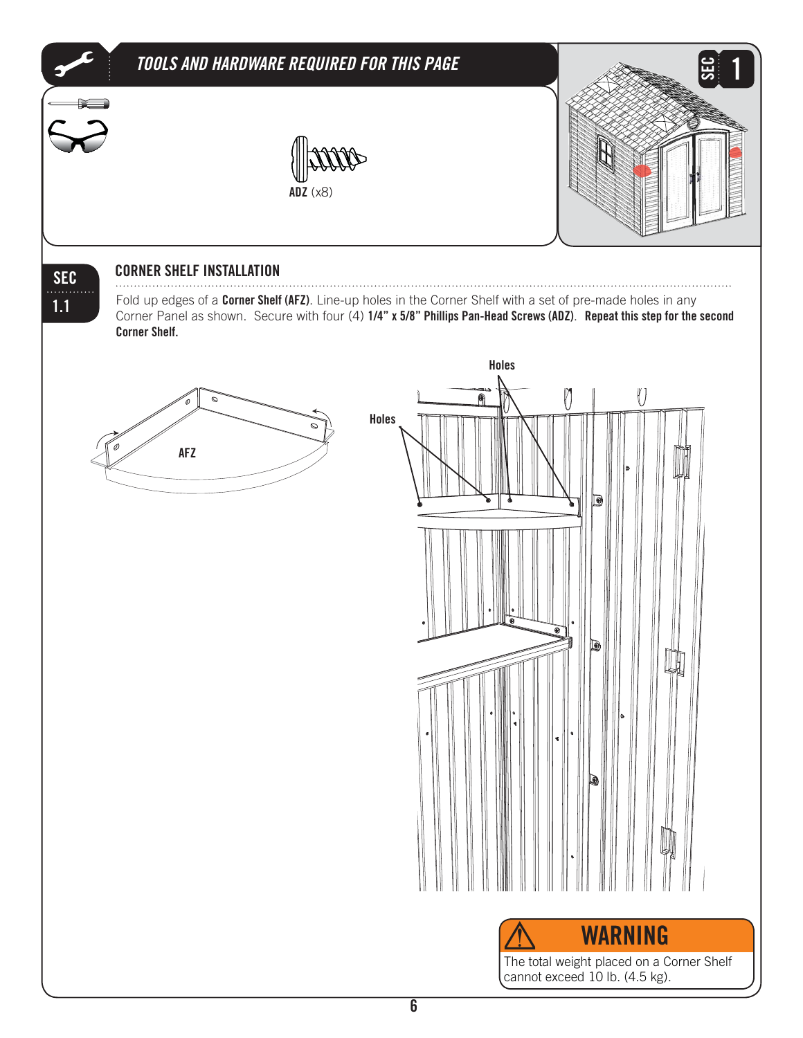## TOOLS AND HARDWARE REQUIRED FOR THIS PAGE

**ADZ** (x8)

SEC 1

### SEC 1.1

### CORNER SHELF INSTALLATION

Fold up edges of a **Corner Shelf (AFZ)**. Line-up holes in the Corner Shelf with a set of pre-made holes in any Corner Panel as shown. Secure with four (4) **1/4" x 5/8" Phillips Pan-Head Screws (ADZ)**. **Repeat this step for the second Corner Shelf.**

AFZ

Holes

Holes

**WARNING**

The total weight placed on a Corner Shelf cannot exceed 10 lb. (4.5 kg).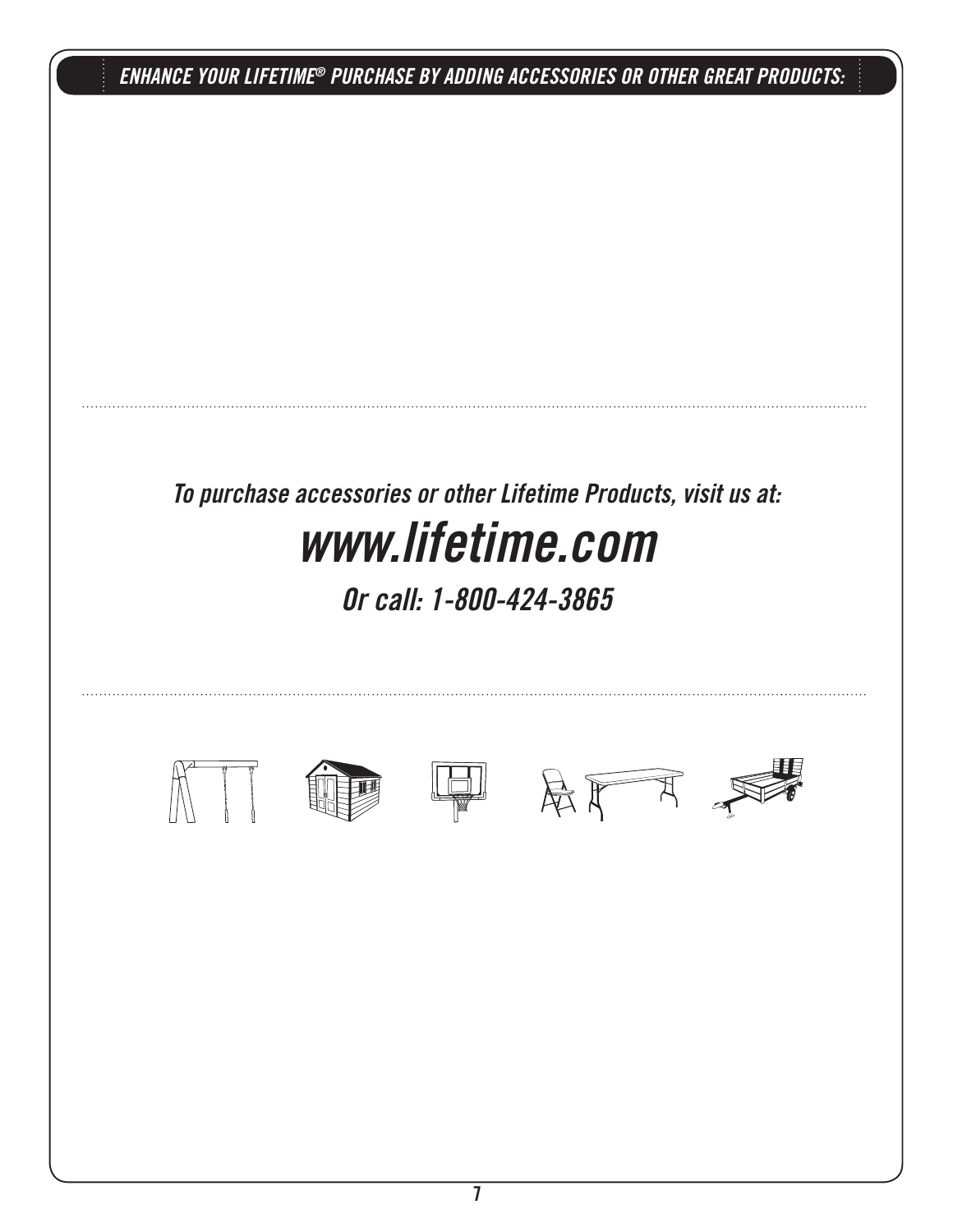## *ENHANCE YOUR LIFETIME® PURCHASE BY ADDING ACCESSORIES OR OTHER GREAT PRODUCTS:*

*To purchase accessories or other Lifetime Products, visit us at:*

# *www.lifetime.com*

*Or call: 1-800-424-3865*